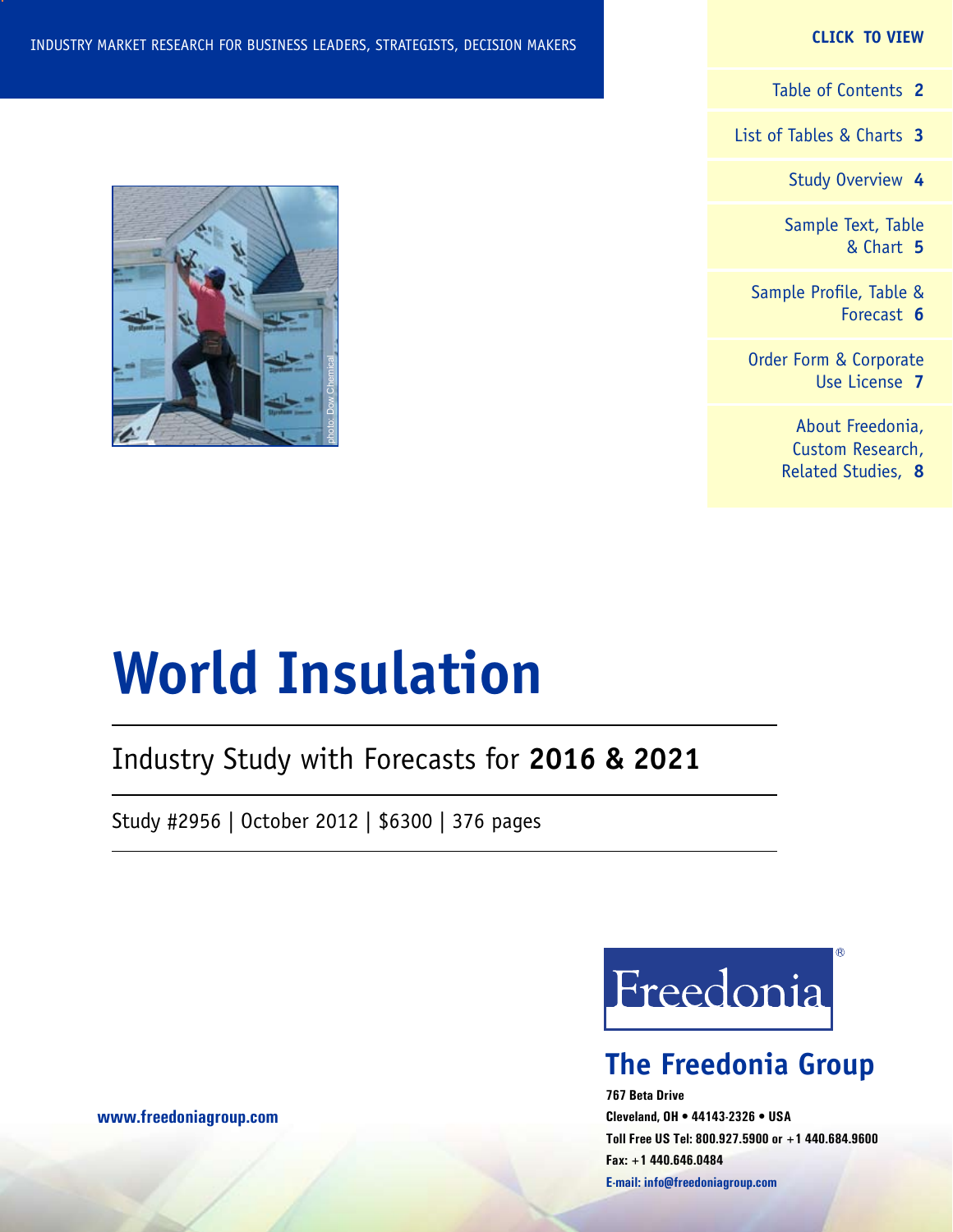INDUSTRY MARKET RESEARCH FOR BUSINESS LEADERS, STRATEGISTS, DECISION MAKERS

**CLICK TO VIEW**

- Table of Contents **2**
- List of Tables & Charts **3**
- Study Overview **4**
- Sample Text, Table & Chart **5**
- Sample Profile, Table & Forecast **6**
- Order Form & Corporate Use License **7**
- About Freedonia, Custom Research, Related Studies, **8**

photo: Dow Chemical

# World Insulation

## Industry Study with Forecasts for **2016 & 2021**

Study #2956 | October 2012 | $6300 | 376 pages

Freedonia®

**The Freedonia Group**

**767 Beta Drive**
**Cleveland, OH • 44143-2326 • USA**
**Toll Free US Tel: 800.927.5900 or +1 440.684.9600**
**Fax: +1 440.646.0484**
**E-mail: info@freedoniagroup.com**

**www.freedoniagroup.com**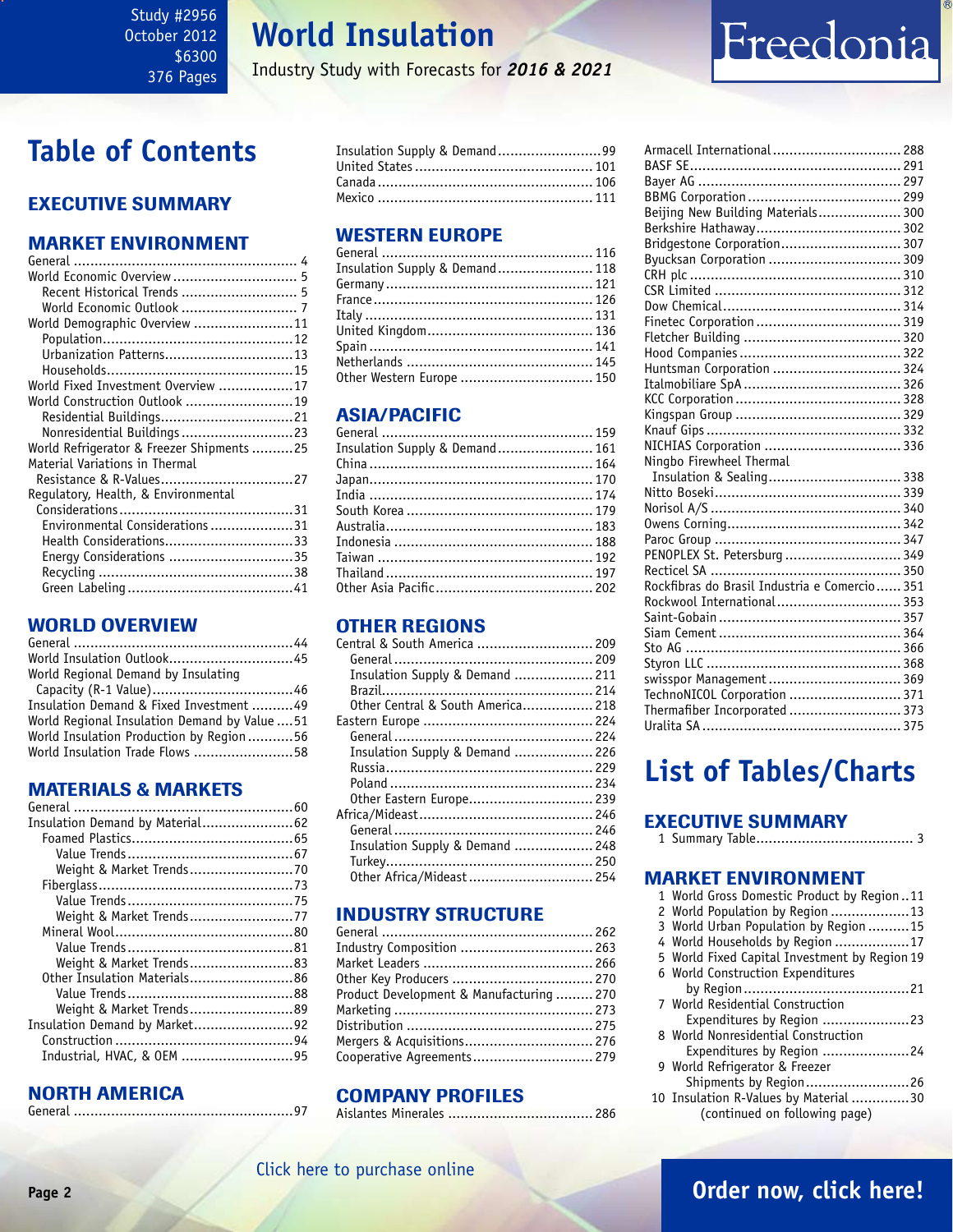# World Insulation

Industry Study with Forecasts for ***2016 & 2021***

Study #2956
October 2012
$6300
376 Pages

## Table of Contents

### EXECUTIVE SUMMARY

### MARKET ENVIRONMENT

- General .......... 4
- World Economic Overview .......... 5
  - Recent Historical Trends .......... 5
  - World Economic Outlook .......... 7
- World Demographic Overview .......... 11
  - Population .......... 12
  - Urbanization Patterns .......... 13
  - Households .......... 15
- World Fixed Investment Overview .......... 17
- World Construction Outlook .......... 19
  - Residential Buildings .......... 21
  - Nonresidential Buildings .......... 23
- World Refrigerator & Freezer Shipments .......... 25
- Material Variations in Thermal Resistance & R-Values .......... 27
- Regulatory, Health, & Environmental Considerations .......... 31
  - Environmental Considerations .......... 31
  - Health Considerations .......... 33
  - Energy Considerations .......... 35
  - Recycling .......... 38
  - Green Labeling .......... 41

### WORLD OVERVIEW

- General .......... 44
- World Insulation Outlook .......... 45
- World Regional Demand by Insulating Capacity (R-1 Value) .......... 46
- Insulation Demand & Fixed Investment .......... 49
- World Regional Insulation Demand by Value .......... 51
- World Insulation Production by Region .......... 56
- World Insulation Trade Flows .......... 58

### MATERIALS & MARKETS

- General .......... 60
- Insulation Demand by Material .......... 62
  - Foamed Plastics .......... 65
    - Value Trends .......... 67
    - Weight & Market Trends .......... 70
  - Fiberglass .......... 73
    - Value Trends .......... 75
    - Weight & Market Trends .......... 77
  - Mineral Wool .......... 80
    - Value Trends .......... 81
    - Weight & Market Trends .......... 83
  - Other Insulation Materials .......... 86
    - Value Trends .......... 88
    - Weight & Market Trends .......... 89
- Insulation Demand by Market .......... 92
  - Construction .......... 94
  - Industrial, HVAC, & OEM .......... 95

### NORTH AMERICA

- General .......... 97
- Insulation Supply & Demand .......... 99
- United States .......... 101
- Canada .......... 106
- Mexico .......... 111

### WESTERN EUROPE

- General .......... 116
- Insulation Supply & Demand .......... 118
- Germany .......... 121
- France .......... 126
- Italy .......... 131
- United Kingdom .......... 136
- Spain .......... 141
- Netherlands .......... 145
- Other Western Europe .......... 150

### ASIA/PACIFIC

- General .......... 159
- Insulation Supply & Demand .......... 161
- China .......... 164
- Japan .......... 170
- India .......... 174
- South Korea .......... 179
- Australia .......... 183
- Indonesia .......... 188
- Taiwan .......... 192
- Thailand .......... 197
- Other Asia Pacific .......... 202

### OTHER REGIONS

- Central & South America .......... 209
  - General .......... 209
  - Insulation Supply & Demand .......... 211
  - Brazil .......... 214
  - Other Central & South America .......... 218
- Eastern Europe .......... 224
  - General .......... 224
  - Insulation Supply & Demand .......... 226
  - Russia .......... 229
  - Poland .......... 234
  - Other Eastern Europe .......... 239
- Africa/Mideast .......... 246
  - General .......... 246
  - Insulation Supply & Demand .......... 248
  - Turkey .......... 250
  - Other Africa/Mideast .......... 254

### INDUSTRY STRUCTURE

- General .......... 262
- Industry Composition .......... 263
- Market Leaders .......... 266
- Other Key Producers .......... 270
- Product Development & Manufacturing .......... 270
- Marketing .......... 273
- Distribution .......... 275
- Mergers & Acquisitions .......... 276
- Cooperative Agreements .......... 279

### COMPANY PROFILES

- Aislantes Minerales .......... 286
- Armacell International .......... 288
- BASF SE .......... 291
- Bayer AG .......... 297
- BBMG Corporation .......... 299
- Beijing New Building Materials .......... 300
- Berkshire Hathaway .......... 302
- Bridgestone Corporation .......... 307
- Byucksan Corporation .......... 309
- CRH plc .......... 310
- CSR Limited .......... 312
- Dow Chemical .......... 314
- Finetec Corporation .......... 319
- Fletcher Building .......... 320
- Hood Companies .......... 322
- Huntsman Corporation .......... 324
- Italmobiliare SpA .......... 326
- KCC Corporation .......... 328
- Kingspan Group .......... 329
- Knauf Gips .......... 332
- NICHIAS Corporation .......... 336
- Ningbo Firewheel Thermal Insulation & Sealing .......... 338
- Nitto Boseki .......... 339
- Norisol A/S .......... 340
- Owens Corning .......... 342
- Paroc Group .......... 347
- PENOPLEX St. Petersburg .......... 349
- Recticel SA .......... 350
- Rockfibras do Brasil Industria e Comercio .......... 351
- Rockwool International .......... 353
- Saint-Gobain .......... 357
- Siam Cement .......... 364
- Sto AG .......... 366
- Styron LLC .......... 368
- swisspor Management .......... 369
- TechnoNICOL Corporation .......... 371
- Thermafiber Incorporated .......... 373
- Uralita SA .......... 375

## List of Tables/Charts

### EXECUTIVE SUMMARY

1. Summary Table .......... 3

### MARKET ENVIRONMENT

1. World Gross Domestic Product by Region .......... 11
2. World Population by Region .......... 13
3. World Urban Population by Region .......... 15
4. World Households by Region .......... 17
5. World Fixed Capital Investment by Region .......... 19
6. World Construction Expenditures by Region .......... 21
7. World Residential Construction Expenditures by Region .......... 23
8. World Nonresidential Construction Expenditures by Region .......... 24
9. World Refrigerator & Freezer Shipments by Region .......... 26
10. Insulation R-Values by Material .......... 30

(continued on following page)

Click here to purchase online

Order now, click here!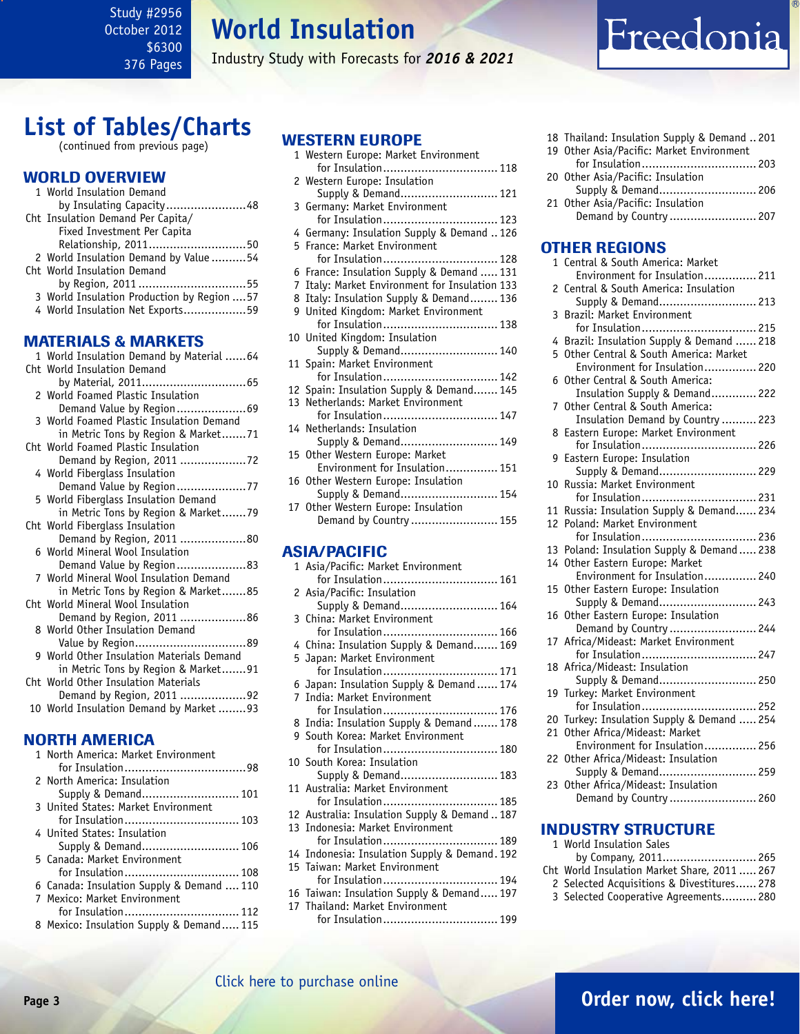Study #2956
October 2012
$6300
376 Pages

# World Insulation

Industry Study with Forecasts for ***2016 & 2021***

## List of Tables/Charts

(continued from previous page)

### WORLD OVERVIEW

1 World Insulation Demand by Insulating Capacity....................48
Cht Insulation Demand Per Capita/ Fixed Investment Per Capita Relationship, 2011....................50
2 World Insulation Demand by Value....................54
Cht World Insulation Demand by Region, 2011....................55
3 World Insulation Production by Region....................57
4 World Insulation Net Exports....................59

### MATERIALS & MARKETS

1 World Insulation Demand by Material....................64
Cht World Insulation Demand by Material, 2011....................65
2 World Foamed Plastic Insulation Demand Value by Region....................69
3 World Foamed Plastic Insulation Demand in Metric Tons by Region & Market....................71
Cht World Foamed Plastic Insulation Demand by Region, 2011....................72
4 World Fiberglass Insulation Demand Value by Region....................77
5 World Fiberglass Insulation Demand in Metric Tons by Region & Market....................79
Cht World Fiberglass Insulation Demand by Region, 2011....................80
6 World Mineral Wool Insulation Demand Value by Region....................83
7 World Mineral Wool Insulation Demand in Metric Tons by Region & Market....................85
Cht World Mineral Wool Insulation Demand by Region, 2011....................86
8 World Other Insulation Demand Value by Region....................89
9 World Other Insulation Materials Demand in Metric Tons by Region & Market....................91
Cht World Other Insulation Materials Demand by Region, 2011....................92
10 World Insulation Demand by Market....................93

### NORTH AMERICA

1 North America: Market Environment for Insulation....................98
2 North America: Insulation Supply & Demand....................101
3 United States: Market Environment for Insulation....................103
4 United States: Insulation Supply & Demand....................106
5 Canada: Market Environment for Insulation....................108
6 Canada: Insulation Supply & Demand....................110
7 Mexico: Market Environment for Insulation....................112
8 Mexico: Insulation Supply & Demand....................115

### WESTERN EUROPE

1 Western Europe: Market Environment for Insulation....................118
2 Western Europe: Insulation Supply & Demand....................121
3 Germany: Market Environment for Insulation....................123
4 Germany: Insulation Supply & Demand....................126
5 France: Market Environment for Insulation....................128
6 France: Insulation Supply & Demand....................131
7 Italy: Market Environment for Insulation....................133
8 Italy: Insulation Supply & Demand....................136
9 United Kingdom: Market Environment for Insulation....................138
10 United Kingdom: Insulation Supply & Demand....................140
11 Spain: Market Environment for Insulation....................142
12 Spain: Insulation Supply & Demand....................145
13 Netherlands: Market Environment for Insulation....................147
14 Netherlands: Insulation Supply & Demand....................149
15 Other Western Europe: Market Environment for Insulation....................151
16 Other Western Europe: Insulation Supply & Demand....................154
17 Other Western Europe: Insulation Demand by Country....................155

### ASIA/PACIFIC

1 Asia/Pacific: Market Environment for Insulation....................161
2 Asia/Pacific: Insulation Supply & Demand....................164
3 China: Market Environment for Insulation....................166
4 China: Insulation Supply & Demand....................169
5 Japan: Market Environment for Insulation....................171
6 Japan: Insulation Supply & Demand....................174
7 India: Market Environment for Insulation....................176
8 India: Insulation Supply & Demand....................178
9 South Korea: Market Environment for Insulation....................180
10 South Korea: Insulation Supply & Demand....................183
11 Australia: Market Environment for Insulation....................185
12 Australia: Insulation Supply & Demand....................187
13 Indonesia: Market Environment for Insulation....................189
14 Indonesia: Insulation Supply & Demand....................192
15 Taiwan: Market Environment for Insulation....................194
16 Taiwan: Insulation Supply & Demand....................197
17 Thailand: Market Environment for Insulation....................199
18 Thailand: Insulation Supply & Demand....................201
19 Other Asia/Pacific: Market Environment for Insulation....................203
20 Other Asia/Pacific: Insulation Supply & Demand....................206
21 Other Asia/Pacific: Insulation Demand by Country....................207

### OTHER REGIONS

1 Central & South America: Market Environment for Insulation....................211
2 Central & South America: Insulation Supply & Demand....................213
3 Brazil: Market Environment for Insulation....................215
4 Brazil: Insulation Supply & Demand....................218
5 Other Central & South America: Market Environment for Insulation....................220
6 Other Central & South America: Insulation Supply & Demand....................222
7 Other Central & South America: Insulation Demand by Country....................223
8 Eastern Europe: Market Environment for Insulation....................226
9 Eastern Europe: Insulation Supply & Demand....................229
10 Russia: Market Environment for Insulation....................231
11 Russia: Insulation Supply & Demand....................234
12 Poland: Market Environment for Insulation....................236
13 Poland: Insulation Supply & Demand....................238
14 Other Eastern Europe: Market Environment for Insulation....................240
15 Other Eastern Europe: Insulation Supply & Demand....................243
16 Other Eastern Europe: Insulation Demand by Country....................244
17 Africa/Mideast: Market Environment for Insulation....................247
18 Africa/Mideast: Insulation Supply & Demand....................250
19 Turkey: Market Environment for Insulation....................252
20 Turkey: Insulation Supply & Demand....................254
21 Other Africa/Mideast: Market Environment for Insulation....................256
22 Other Africa/Mideast: Insulation Supply & Demand....................259
23 Other Africa/Mideast: Insulation Demand by Country....................260

### INDUSTRY STRUCTURE

1 World Insulation Sales by Company, 2011....................265
Cht World Insulation Market Share, 2011....................267
2 Selected Acquisitions & Divestitures....................278
3 Selected Cooperative Agreements....................280

Click here to purchase online

**Order now, click here!**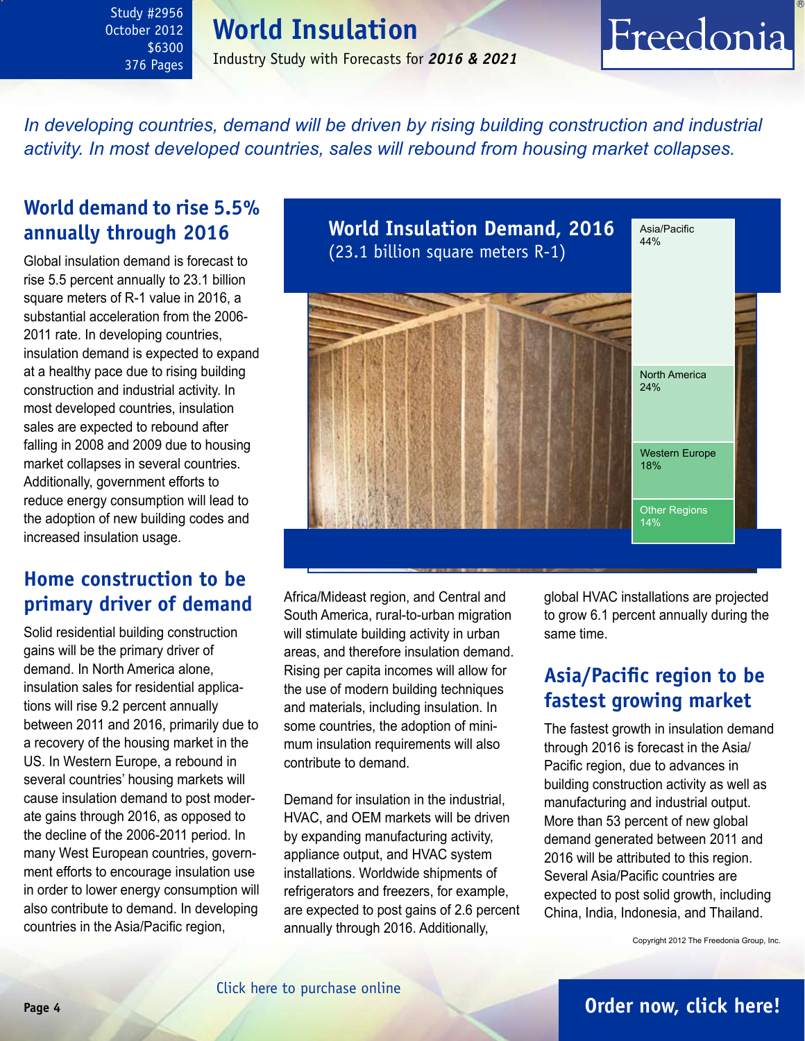*In developing countries, demand will be driven by rising building construction and industrial activity. In most developed countries, sales will rebound from housing market collapses.*

## World demand to rise 5.5% annually through 2016

Global insulation demand is forecast to rise 5.5 percent annually to 23.1 billion square meters of R-1 value in 2016, a substantial acceleration from the 2006-2011 rate. In developing countries, insulation demand is expected to expand at a healthy pace due to rising building construction and industrial activity. In most developed countries, insulation sales are expected to rebound after falling in 2008 and 2009 due to housing market collapses in several countries. Additionally, government efforts to reduce energy consumption will lead to the adoption of new building codes and increased insulation usage.

**World Insulation Demand, 2016**
(23.1 billion square meters R-1)

| Region | Share |
| --- | --- |
| Asia/Pacific | 44% |
| North America | 24% |
| Western Europe | 18% |
| Other Regions | 14% |

## Home construction to be primary driver of demand

Solid residential building construction gains will be the primary driver of demand. In North America alone, insulation sales for residential applications will rise 9.2 percent annually between 2011 and 2016, primarily due to a recovery of the housing market in the US. In Western Europe, a rebound in several countries' housing markets will cause insulation demand to post moderate gains through 2016, as opposed to the decline of the 2006-2011 period. In many West European countries, government efforts to encourage insulation use in order to lower energy consumption will also contribute to demand. In developing countries in the Asia/Pacific region, Africa/Mideast region, and Central and South America, rural-to-urban migration will stimulate building activity in urban areas, and therefore insulation demand. Rising per capita incomes will allow for the use of modern building techniques and materials, including insulation. In some countries, the adoption of minimum insulation requirements will also contribute to demand.

Demand for insulation in the industrial, HVAC, and OEM markets will be driven by expanding manufacturing activity, appliance output, and HVAC system installations. Worldwide shipments of refrigerators and freezers, for example, are expected to post gains of 2.6 percent annually through 2016. Additionally, global HVAC installations are projected to grow 6.1 percent annually during the same time.

## Asia/Pacific region to be fastest growing market

The fastest growth in insulation demand through 2016 is forecast in the Asia/Pacific region, due to advances in building construction activity as well as manufacturing and industrial output. More than 53 percent of new global demand generated between 2011 and 2016 will be attributed to this region. Several Asia/Pacific countries are expected to post solid growth, including China, India, Indonesia, and Thailand.

Copyright 2012 The Freedonia Group, Inc.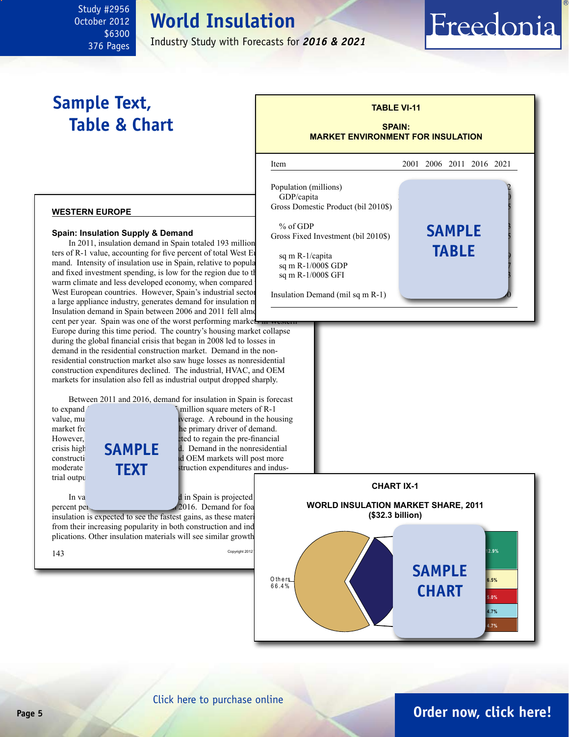# World Insulation

Industry Study with Forecasts for *2016 & 2021*

Study #2956
October 2012
$6300
376 Pages

Freedonia

## Sample Text, Table & Chart

**TABLE VI-11**

**SPAIN: MARKET ENVIRONMENT FOR INSULATION**

| Item | 2001 | 2006 | 2011 | 2016 | 2021 |
|---|---|---|---|---|---|
| Population (millions) | | | | | |
| GDP/capita | | | | | |
| Gross Domestic Product (bil 2010$) | | | | | |
| % of GDP | | | | | |
| Gross Fixed Investment (bil 2010$) | | | | | |
| sq m R-1/capita | | | | | |
| sq m R-1/000$ GDP | | | | | |
| sq m R-1/000$ GFI | | | | | |
| Insulation Demand (mil sq m R-1) | | | | | |

SAMPLE TABLE

**WESTERN EUROPE**

**Spain: Insulation Supply & Demand**

In 2011, insulation demand in Spain totaled 193 million ... ters of R-1 value, accounting for five percent of total West E... mand. Intensity of insulation use in Spain, relative to popula... and fixed investment spending, is low for the region due to th... warm climate and less developed economy, when compared ... West European countries. However, Spain's industrial secto... a large appliance industry, generates demand for insulation m... Insulation demand in Spain between 2006 and 2011 fell alm... cent per year. Spain was one of the worst performing markets in Western Europe during this time period. The country's housing market collapse during the global financial crisis that began in 2008 led to losses in demand in the residential construction market. Demand in the nonresidential construction market also saw huge losses as nonresidential construction expenditures declined. The industrial, HVAC, and OEM markets for insulation also fell as industrial output dropped sharply.

Between 2011 and 2016, demand for insulation in Spain is forecast to expand ... million square meters of R-1 value, mu... verage. A rebound in the housing market fr... he primary driver of demand. However, ... cted to regain the pre-financial crisis high... d. Demand in the nonresidential constructi... d OEM markets will post more moderate ... struction expenditures and industrial outpu...

SAMPLE TEXT

In va... d in Spain is projected ... percent pe... 2016. Demand for foa... insulation is expected to see the fastest gains, as these materi... from their increasing popularity in both construction and ind... plications. Other insulation materials will see similar growth...

**CHART IX-1**

**WORLD INSULATION MARKET SHARE, 2011 ($32.3 billion)**

Others 66.4%

12.9%
6.5%
5.0%
4.7%
4.7%

SAMPLE CHART

Click here to purchase online

Order now, click here!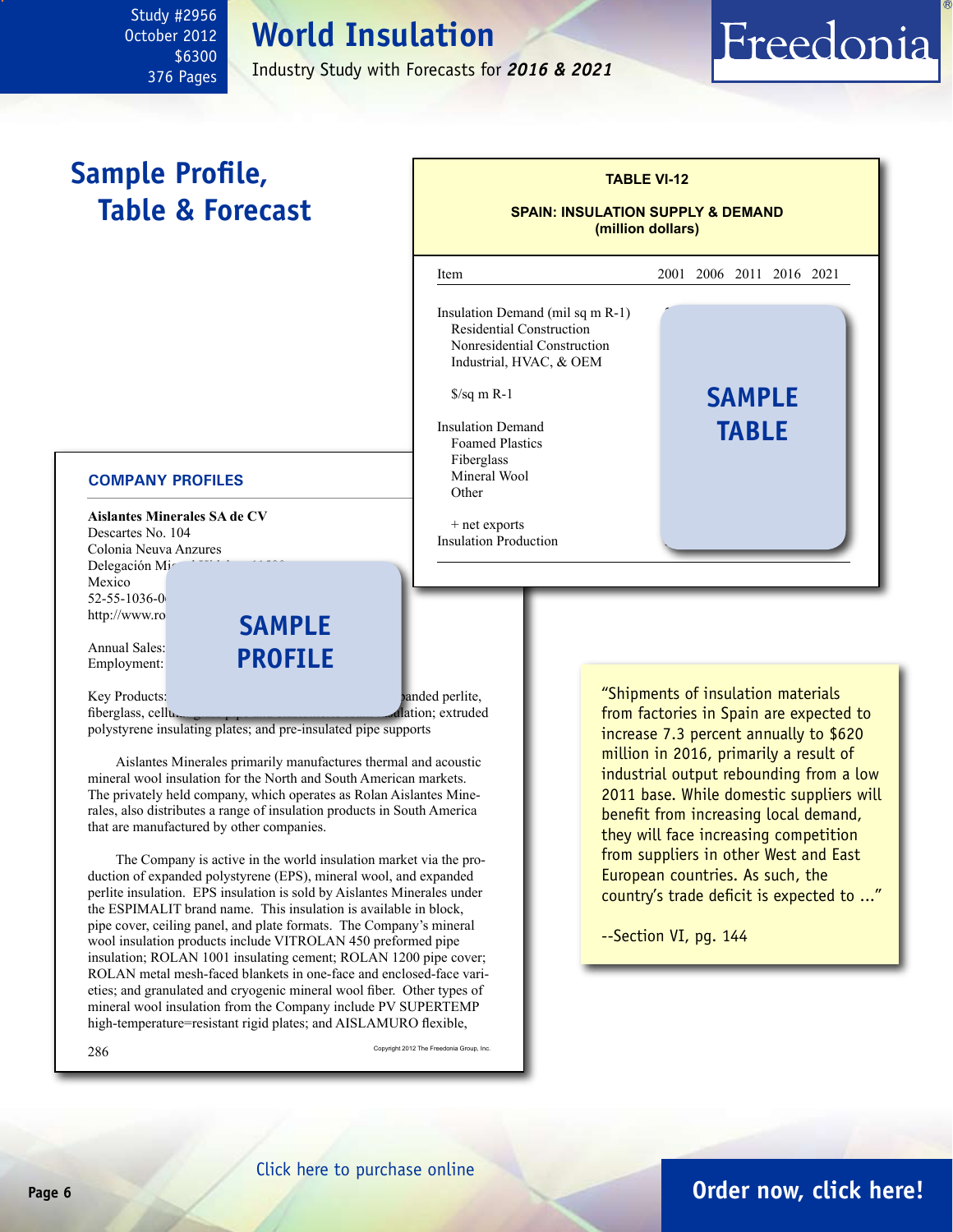# Sample Profile, Table & Forecast

**TABLE VI-12**

**SPAIN: INSULATION SUPPLY & DEMAND (million dollars)**

| Item | 2001 | 2006 | 2011 | 2016 | 2021 |
|---|---|---|---|---|---|
| Insulation Demand (mil sq m R-1) | | | | | |
| Residential Construction | | | | | |
| Nonresidential Construction | | | | | |
| Industrial, HVAC, & OEM | | | | | |
| $/sq m R-1 | | | | | |
| Insulation Demand | | | | | |
| Foamed Plastics | | | | | |
| Fiberglass | | | | | |
| Mineral Wool | | | | | |
| Other | | | | | |
| + net exports | | | | | |
| Insulation Production | | | | | |

SAMPLE TABLE

## COMPANY PROFILES

**Aislantes Minerales SA de CV**
Descartes No. 104
Colonia Neuva Anzures
Delegación Mi...
Mexico
52-55-1036-0...
http://www.ro...

Annual Sales:
Employment:

SAMPLE PROFILE

Key Products: ...anded perlite, fiberglass, cellu... ...lation; extruded polystyrene insulating plates; and pre-insulated pipe supports

Aislantes Minerales primarily manufactures thermal and acoustic mineral wool insulation for the North and South American markets. The privately held company, which operates as Rolan Aislantes Minerales, also distributes a range of insulation products in South America that are manufactured by other companies.

The Company is active in the world insulation market via the production of expanded polystyrene (EPS), mineral wool, and expanded perlite insulation. EPS insulation is sold by Aislantes Minerales under the ESPIMALIT brand name. This insulation is available in block, pipe cover, ceiling panel, and plate formats. The Company's mineral wool insulation products include VITROLAN 450 preformed pipe insulation; ROLAN 1001 insulating cement; ROLAN 1200 pipe cover; ROLAN metal mesh-faced blankets in one-face and enclosed-face varieties; and granulated and cryogenic mineral wool fiber. Other types of mineral wool insulation from the Company include PV SUPERTEMP high-temperature=resistant rigid plates; and AISLAMURO flexible,

"Shipments of insulation materials from factories in Spain are expected to increase 7.3 percent annually to $620 million in 2016, primarily a result of industrial output rebounding from a low 2011 base. While domestic suppliers will benefit from increasing local demand, they will face increasing competition from suppliers in other West and East European countries. As such, the country's trade deficit is expected to ..."

--Section VI, pg. 144

Click here to purchase online

**Order now, click here!**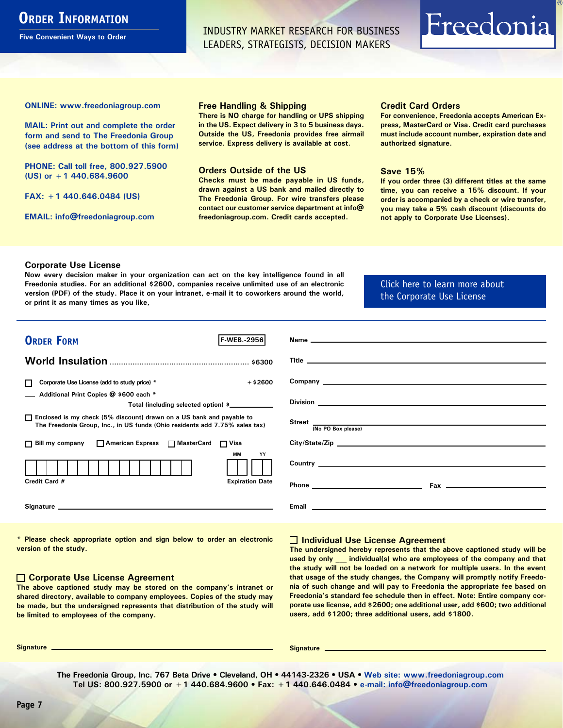# Order Information

**Five Convenient Ways to Order**

INDUSTRY MARKET RESEARCH FOR BUSINESS LEADERS, STRATEGISTS, DECISION MAKERS

Freedonia®

**ONLINE: www.freedoniagroup.com**

**MAIL: Print out and complete the order form and send to The Freedonia Group (see address at the bottom of this form)**

**PHONE: Call toll free, 800.927.5900 (US) or +1 440.684.9600**

**FAX: +1 440.646.0484 (US)**

**EMAIL: info@freedoniagroup.com**

### Free Handling & Shipping

There is NO charge for handling or UPS shipping in the US. Expect delivery in 3 to 5 business days. Outside the US, Freedonia provides free airmail service. Express delivery is available at cost.

### Orders Outside of the US

Checks must be made payable in US funds, drawn against a US bank and mailed directly to The Freedonia Group. For wire transfers please contact our customer service department at info@freedoniagroup.com. Credit cards accepted.

### Credit Card Orders

For convenience, Freedonia accepts American Express, MasterCard or Visa. Credit card purchases must include account number, expiration date and authorized signature.

### Save 15%

If you order three (3) different titles at the same time, you can receive a 15% discount. If your order is accompanied by a check or wire transfer, you may take a 5% cash discount (discounts do not apply to Corporate Use Licenses).

### Corporate Use License

Now every decision maker in your organization can act on the key intelligence found in all Freedonia studies. For an additional $2600, companies receive unlimited use of an electronic version (PDF) of the study. Place it on your intranet, e-mail it to coworkers around the world, or print it as many times as you like,

Click here to learn more about the Corporate Use License

## Order Form

F-WEB.-2956

**World Insulation** ........................................................... $6300

☐ Corporate Use License (add to study price) * .......... +$2600

___ Additional Print Copies @ $600 each *

Total (including selected option) $__________

☐ Enclosed is my check (5% discount) drawn on a US bank and payable to The Freedonia Group, Inc., in US funds (Ohio residents add 7.75% sales tax)

☐ Bill my company ☐ American Express ☐ MasterCard ☐ Visa

Credit Card # ____________________ Expiration Date MM __ YY __

Signature ____________________

Name ____________________

Title ____________________

Company ____________________

Division ____________________

Street ____________________ (No PO Box please)

City/State/Zip ____________________

Country ____________________

Phone ____________________ Fax ____________________

Email ____________________

\* Please check appropriate option and sign below to order an electronic version of the study.

### ☐ Corporate Use License Agreement

The above captioned study may be stored on the company's intranet or shared directory, available to company employees. Copies of the study may be made, but the undersigned represents that distribution of the study will be limited to employees of the company.

Signature ____________________

### ☐ Individual Use License Agreement

The undersigned hereby represents that the above captioned study will be used by only ___ individual(s) who are employees of the company and that the study will not be loaded on a network for multiple users. In the event that usage of the study changes, the Company will promptly notify Freedonia of such change and will pay to Freedonia the appropriate fee based on Freedonia's standard fee schedule then in effect. Note: Entire company corporate use license, add $2600; one additional user, add $600; two additional users, add $1200; three additional users, add $1800.

Signature ____________________

**The Freedonia Group, Inc. 767 Beta Drive • Cleveland, OH • 44143-2326 • USA • Web site: www.freedoniagroup.com**
**Tel US: 800.927.5900 or +1 440.684.9600 • Fax: +1 440.646.0484 • e-mail: info@freedoniagroup.com**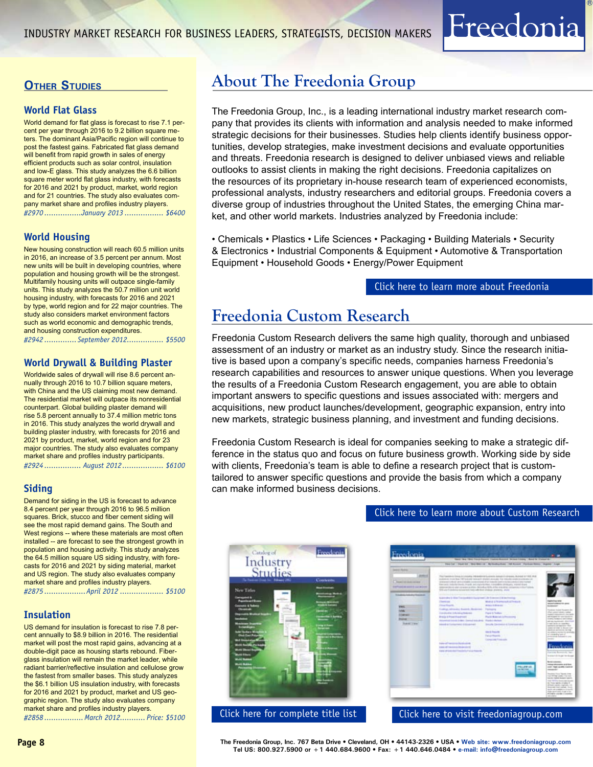## Other Studies

### World Flat Glass

World demand for flat glass is forecast to rise 7.1 percent per year through 2016 to 9.2 billion square meters. The dominant Asia/Pacific region will continue to post the fastest gains. Fabricated flat glass demand will benefit from rapid growth in sales of energy efficient products such as solar control, insulation and low-E glass. This study analyzes the 6.6 billion square meter world flat glass industry, with forecasts for 2016 and 2021 by product, market, world region and for 21 countries. The study also evaluates company market share and profiles industry players.

*#2970................January 2013 ................. $6400*

### World Housing

New housing construction will reach 60.5 million units in 2016, an increase of 3.5 percent per annum. Most new units will be built in developing countries, where population and housing growth will be the strongest. Multifamily housing units will outpace single-family units. This study analyzes the 50.7 million unit world housing industry, with forecasts for 2016 and 2021 by type, world region and for 22 major countries. The study also considers market environment factors such as world economic and demographic trends, and housing construction expenditures.

*#2942..............September 2012................ $5500*

### World Drywall & Building Plaster

Worldwide sales of drywall will rise 8.6 percent annually through 2016 to 10.7 billion square meters, with China and the US claiming most new demand. The residential market will outpace its nonresidential counterpart. Global building plaster demand will rise 5.8 percent annually to 37.4 million metric tons in 2016. This study analyzes the world drywall and building plaster industry, with forecasts for 2016 and 2021 by product, market, world region and for 23 major countries. The study also evaluates company market share and profiles industry participants.

*#2924................ August 2012.................. $6100*

### Siding

Demand for siding in the US is forecast to advance 8.4 percent per year through 2016 to 96.5 million squares. Brick, stucco and fiber cement siding will see the most rapid demand gains. The South and West regions -- where these materials are most often installed -- are forecast to see the strongest growth in population and housing activity. This study analyzes the 64.5 million square US siding industry, with forecasts for 2016 and 2021 by siding material, market and US region. The study also evaluates company market share and profiles industry players.

*#2875..................April 2012 ................... $5100*

### Insulation

US demand for insulation is forecast to rise 7.8 percent annually to $8.9 billion in 2016. The residential market will post the most rapid gains, advancing at a double-digit pace as housing starts rebound. Fiberglass insulation will remain the market leader, while radiant barrier/reflective insulation and cellulose grow the fastest from smaller bases. This study analyzes the $6.1 billion US insulation industry, with forecasts for 2016 and 2021 by product, market and US geographic region. The study also evaluates company market share and profiles industry players.

*#2858.................March 2012........... Price: $5100*

## About The Freedonia Group

The Freedonia Group, Inc., is a leading international industry market research company that provides its clients with information and analysis needed to make informed strategic decisions for their businesses. Studies help clients identify business opportunities, develop strategies, make investment decisions and evaluate opportunities and threats. Freedonia research is designed to deliver unbiased views and reliable outlooks to assist clients in making the right decisions. Freedonia capitalizes on the resources of its proprietary in-house research team of experienced economists, professional analysts, industry researchers and editorial groups. Freedonia covers a diverse group of industries throughout the United States, the emerging China market, and other world markets. Industries analyzed by Freedonia include:

• Chemicals • Plastics • Life Sciences • Packaging • Building Materials • Security & Electronics • Industrial Components & Equipment • Automotive & Transportation Equipment • Household Goods • Energy/Power Equipment

Click here to learn more about Freedonia

## Freedonia Custom Research

Freedonia Custom Research delivers the same high quality, thorough and unbiased assessment of an industry or market as an industry study. Since the research initiative is based upon a company's specific needs, companies harness Freedonia's research capabilities and resources to answer unique questions. When you leverage the results of a Freedonia Custom Research engagement, you are able to obtain important answers to specific questions and issues associated with: mergers and acquisitions, new product launches/development, geographic expansion, entry into new markets, strategic business planning, and investment and funding decisions.

Freedonia Custom Research is ideal for companies seeking to make a strategic difference in the status quo and focus on future business growth. Working side by side with clients, Freedonia's team is able to define a research project that is custom-tailored to answer specific questions and provide the basis from which a company can make informed business decisions.

Click here to learn more about Custom Research

Click here for complete title list

Click here to visit freedoniagroup.com

The Freedonia Group, Inc. 767 Beta Drive • Cleveland, OH • 44143-2326 • USA • Web site: www.freedoniagroup.com
Tel US: 800.927.5900 or +1 440.684.9600 • Fax: +1 440.646.0484 • e-mail: info@freedoniagroup.com